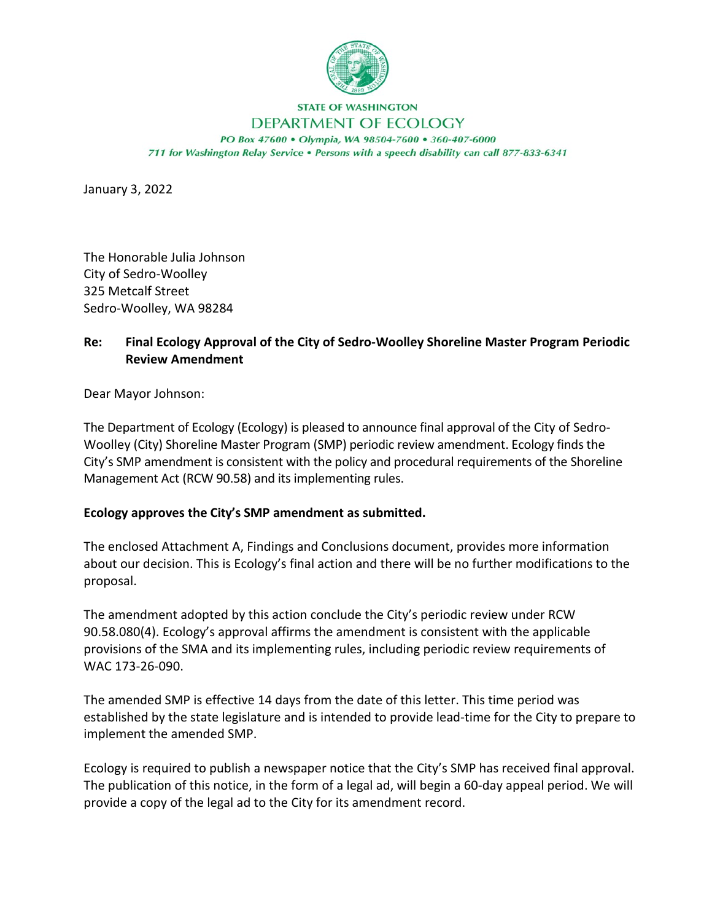**STATE OF WASHINGTON**

**DEPARTMENT OF ECOLOGY**

*PO Box 47600 • Olympia, WA 98504-7600 • 360-407-6000*

*711 for Washington Relay Service • Persons with a speech disability can call 877-833-6341*

January 3, 2022

The Honorable Julia Johnson
City of Sedro-Woolley
325 Metcalf Street
Sedro-Woolley, WA 98284

**Re: Final Ecology Approval of the City of Sedro-Woolley Shoreline Master Program Periodic Review Amendment**

Dear Mayor Johnson:

The Department of Ecology (Ecology) is pleased to announce final approval of the City of Sedro-Woolley (City) Shoreline Master Program (SMP) periodic review amendment. Ecology finds the City's SMP amendment is consistent with the policy and procedural requirements of the Shoreline Management Act (RCW 90.58) and its implementing rules.

**Ecology approves the City's SMP amendment as submitted.**

The enclosed Attachment A, Findings and Conclusions document, provides more information about our decision. This is Ecology's final action and there will be no further modifications to the proposal.

The amendment adopted by this action conclude the City's periodic review under RCW 90.58.080(4). Ecology's approval affirms the amendment is consistent with the applicable provisions of the SMA and its implementing rules, including periodic review requirements of WAC 173-26-090.

The amended SMP is effective 14 days from the date of this letter. This time period was established by the state legislature and is intended to provide lead-time for the City to prepare to implement the amended SMP.

Ecology is required to publish a newspaper notice that the City's SMP has received final approval. The publication of this notice, in the form of a legal ad, will begin a 60-day appeal period. We will provide a copy of the legal ad to the City for its amendment record.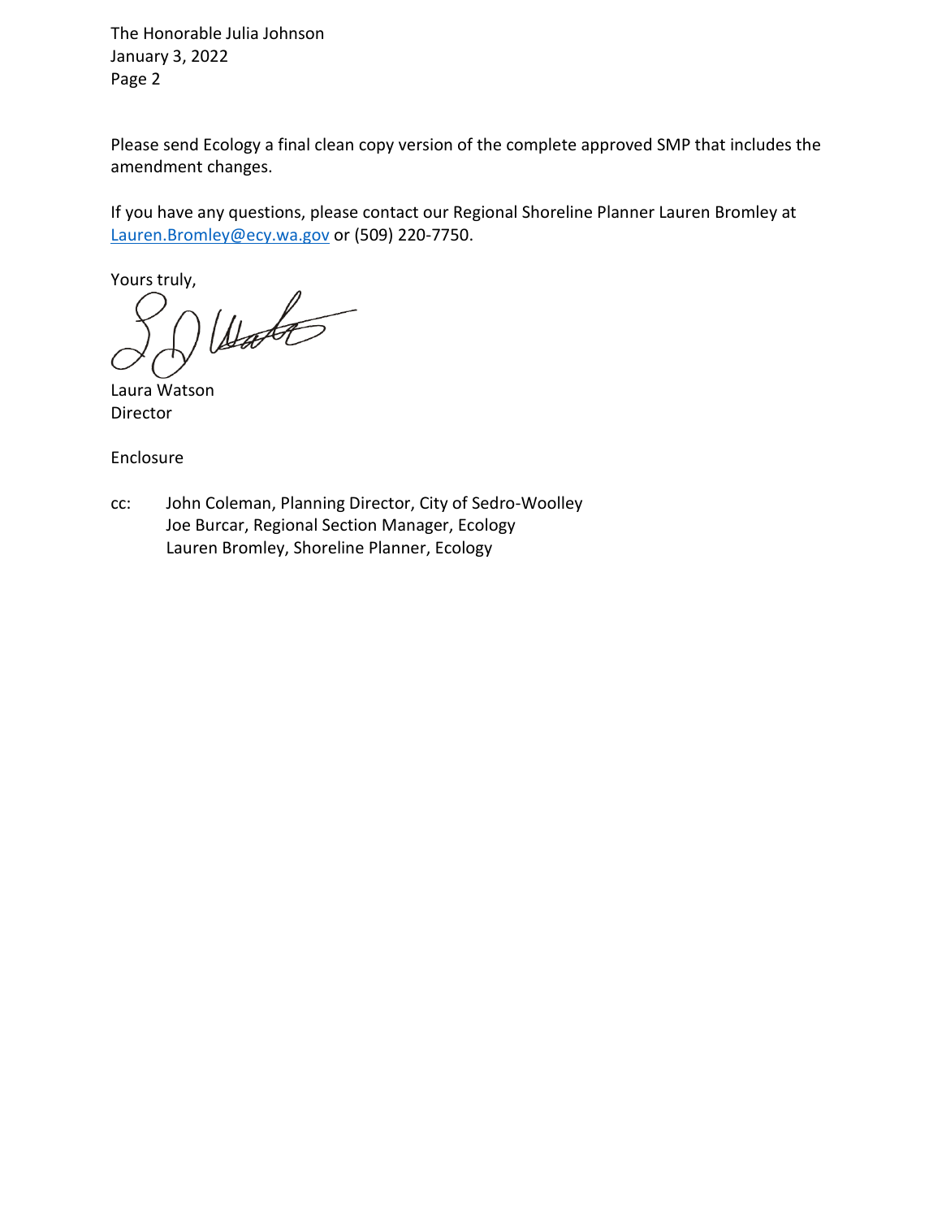Please send Ecology a final clean copy version of the complete approved SMP that includes the amendment changes.

If you have any questions, please contact our Regional Shoreline Planner Lauren Bromley at Lauren.Bromley@ecy.wa.gov or (509) 220-7750.

Yours truly,

Laura Watson
Director

Enclosure

cc: John Coleman, Planning Director, City of Sedro-Woolley
Joe Burcar, Regional Section Manager, Ecology
Lauren Bromley, Shoreline Planner, Ecology